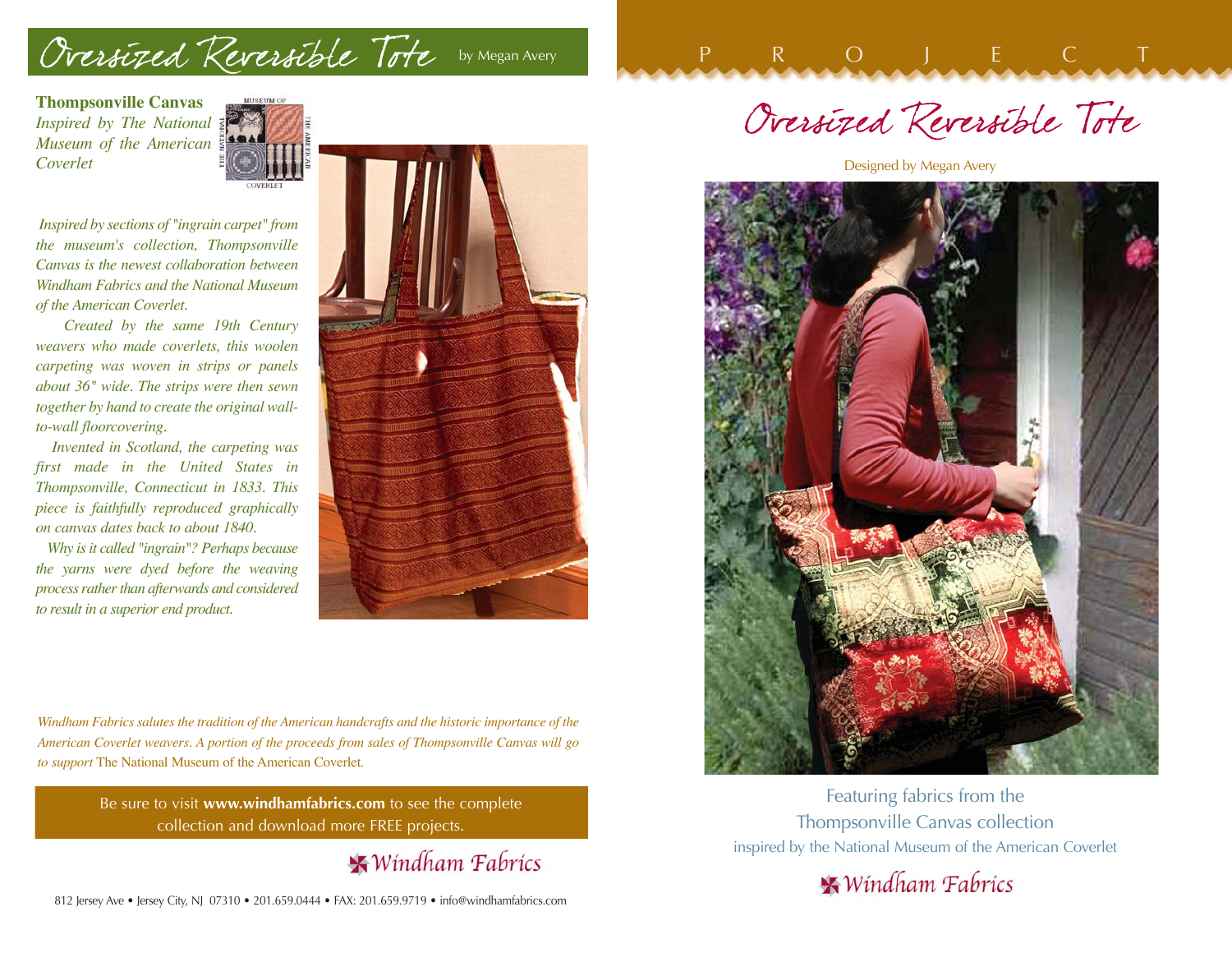# Oversized Reversible Tote

by Megan Avery

**Thompsonville Canvas**
*Inspired by The National Museum of the American Coverlet*

*Inspired by sections of "ingrain carpet" from the museum's collection, Thompsonville Canvas is the newest collaboration between Windham Fabrics and the National Museum of the American Coverlet.*

*Created by the same 19th Century weavers who made coverlets, this woolen carpeting was woven in strips or panels about 36" wide. The strips were then sewn together by hand to create the original wall-to-wall floorcovering.*

*Invented in Scotland, the carpeting was first made in the United States in Thompsonville, Connecticut in 1833. This piece is faithfully reproduced graphically on canvas dates back to about 1840.*

*Why is it called "ingrain"? Perhaps because the yarns were dyed before the weaving process rather than afterwards and considered to result in a superior end product.*

*Windham Fabrics salutes the tradition of the American handcrafts and the historic importance of the American Coverlet weavers. A portion of the proceeds from sales of Thompsonville Canvas will go to support* The National Museum of the American Coverlet.

Be sure to visit **www.windhamfabrics.com** to see the complete collection and download more FREE projects.

Windham Fabrics

812 Jersey Ave • Jersey City, NJ 07310 • 201.659.0444 • FAX: 201.659.9719 • info@windhamfabrics.com

P R O J E C T

# Oversized Reversible Tote

Designed by Megan Avery

Featuring fabrics from the Thompsonville Canvas collection
inspired by the National Museum of the American Coverlet

Windham Fabrics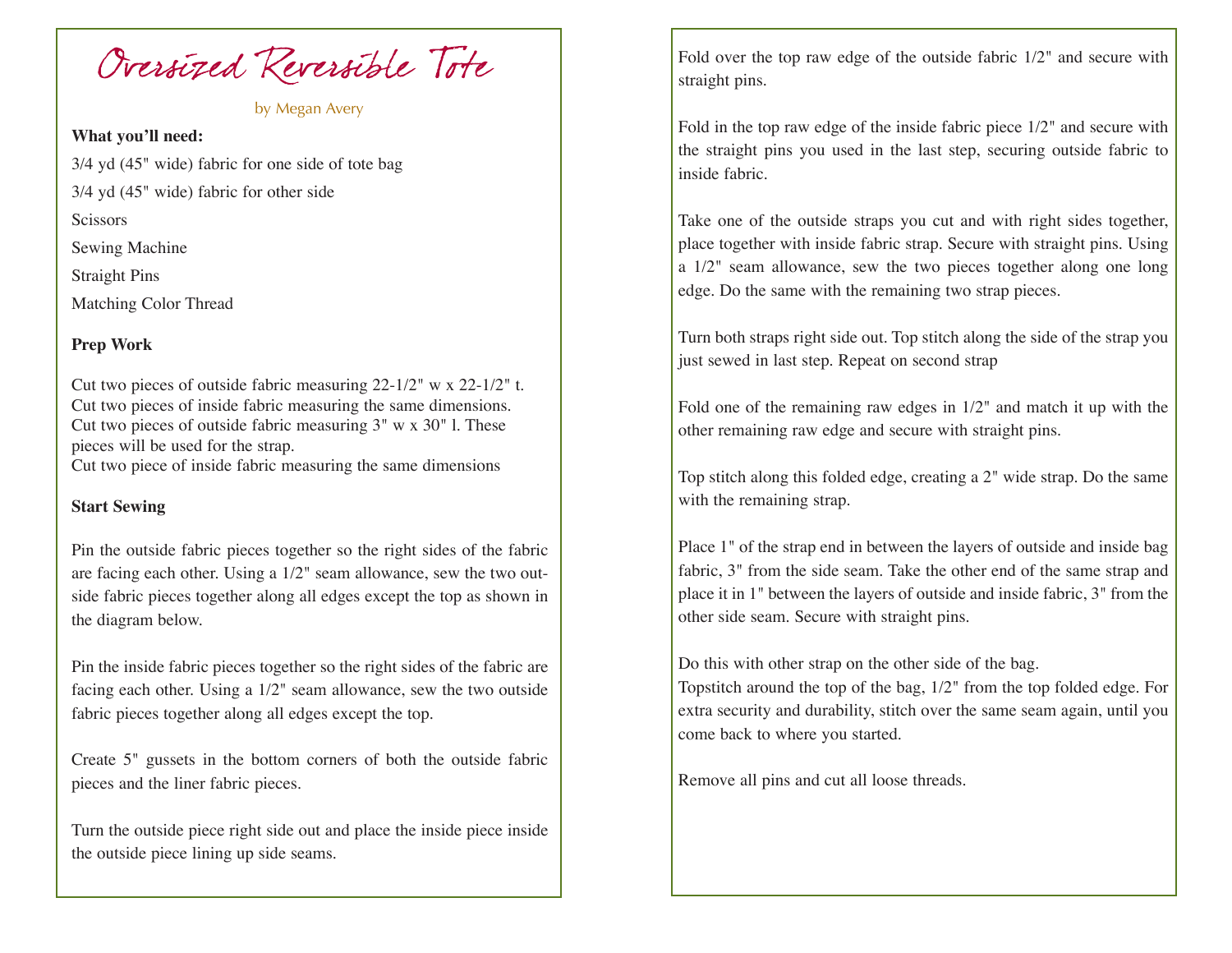# Oversized Reversible Tote

by Megan Avery

**What you'll need:**

3/4 yd (45" wide) fabric for one side of tote bag

3/4 yd (45" wide) fabric for other side

Scissors

Sewing Machine

Straight Pins

Matching Color Thread

**Prep Work**

Cut two pieces of outside fabric measuring 22-1/2" w x 22-1/2" t.
Cut two pieces of inside fabric measuring the same dimensions.
Cut two pieces of outside fabric measuring 3" w x 30" l. These pieces will be used for the strap.
Cut two piece of inside fabric measuring the same dimensions

**Start Sewing**

Pin the outside fabric pieces together so the right sides of the fabric are facing each other. Using a 1/2" seam allowance, sew the two outside fabric pieces together along all edges except the top as shown in the diagram below.

Pin the inside fabric pieces together so the right sides of the fabric are facing each other. Using a 1/2" seam allowance, sew the two outside fabric pieces together along all edges except the top.

Create 5" gussets in the bottom corners of both the outside fabric pieces and the liner fabric pieces.

Turn the outside piece right side out and place the inside piece inside the outside piece lining up side seams.

Fold over the top raw edge of the outside fabric 1/2" and secure with straight pins.

Fold in the top raw edge of the inside fabric piece 1/2" and secure with the straight pins you used in the last step, securing outside fabric to inside fabric.

Take one of the outside straps you cut and with right sides together, place together with inside fabric strap. Secure with straight pins. Using a 1/2" seam allowance, sew the two pieces together along one long edge. Do the same with the remaining two strap pieces.

Turn both straps right side out. Top stitch along the side of the strap you just sewed in last step. Repeat on second strap

Fold one of the remaining raw edges in 1/2" and match it up with the other remaining raw edge and secure with straight pins.

Top stitch along this folded edge, creating a 2" wide strap. Do the same with the remaining strap.

Place 1" of the strap end in between the layers of outside and inside bag fabric, 3" from the side seam. Take the other end of the same strap and place it in 1" between the layers of outside and inside fabric, 3" from the other side seam. Secure with straight pins.

Do this with other strap on the other side of the bag.
Topstitch around the top of the bag, 1/2" from the top folded edge. For extra security and durability, stitch over the same seam again, until you come back to where you started.

Remove all pins and cut all loose threads.